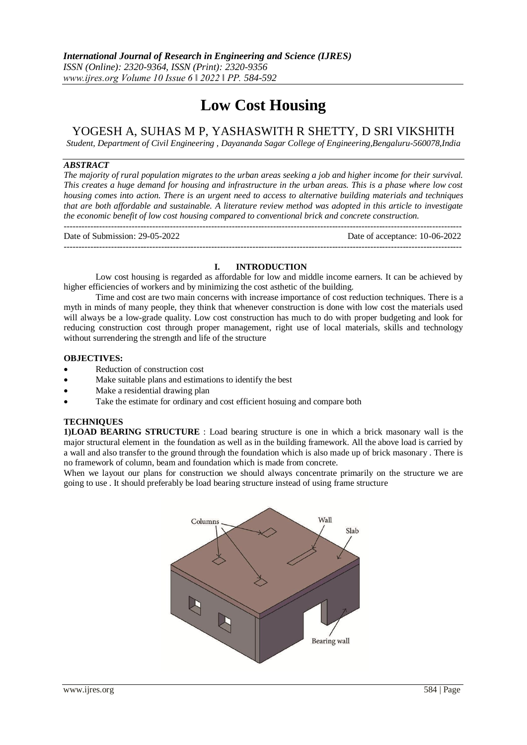# Low Cost Housing

## YOGESH A, SUHAS M P, YASHASWITH R SHETTY, D SRI VIKSHITH

*Student, Department of Civil Engineering , Dayananda Sagar College of Engineering,Bengaluru-560078,India*

### *ABSTRACT*

*The majority of rural population migrates to the urban areas seeking a job and higher income for their survival. This creates a huge demand for housing and infrastructure in the urban areas. This is a phase where low cost housing comes into action. There is an urgent need to access to alternative building materials and techniques that are both affordable and sustainable. A literature review method was adopted in this article to investigate the economic benefit of low cost housing compared to conventional brick and concrete construction.*

---

Date of Submission: 29-05-2022 Date of acceptance: 10-06-2022

---

## I. INTRODUCTION

Low cost housing is regarded as affordable for low and middle income earners. It can be achieved by higher efficiencies of workers and by minimizing the cost asthetic of the building.

Time and cost are two main concerns with increase importance of cost reduction techniques. There is a myth in minds of many people, they think that whenever construction is done with low cost the materials used will always be a low-grade quality. Low cost construction has much to do with proper budgeting and look for reducing construction cost through proper management, right use of local materials, skills and technology without surrendering the strength and life of the structure

**OBJECTIVES:**

- Reduction of construction cost
- Make suitable plans and estimations to identify the best
- Make a residential drawing plan
- Take the estimate for ordinary and cost efficient hosuing and compare both

**TECHNIQUES**

**1)LOAD BEARING STRUCTURE** : Load bearing structure is one in which a brick masonary wall is the major structural element in the foundation as well as in the building framework. All the above load is carried by a wall and also transfer to the ground through the foundation which is also made up of brick masonary . There is no framework of column, beam and foundation which is made from concrete.

When we layout our plans for construction we should always concentrate primarily on the structure we are going to use . It should preferably be load bearing structure instead of using frame structure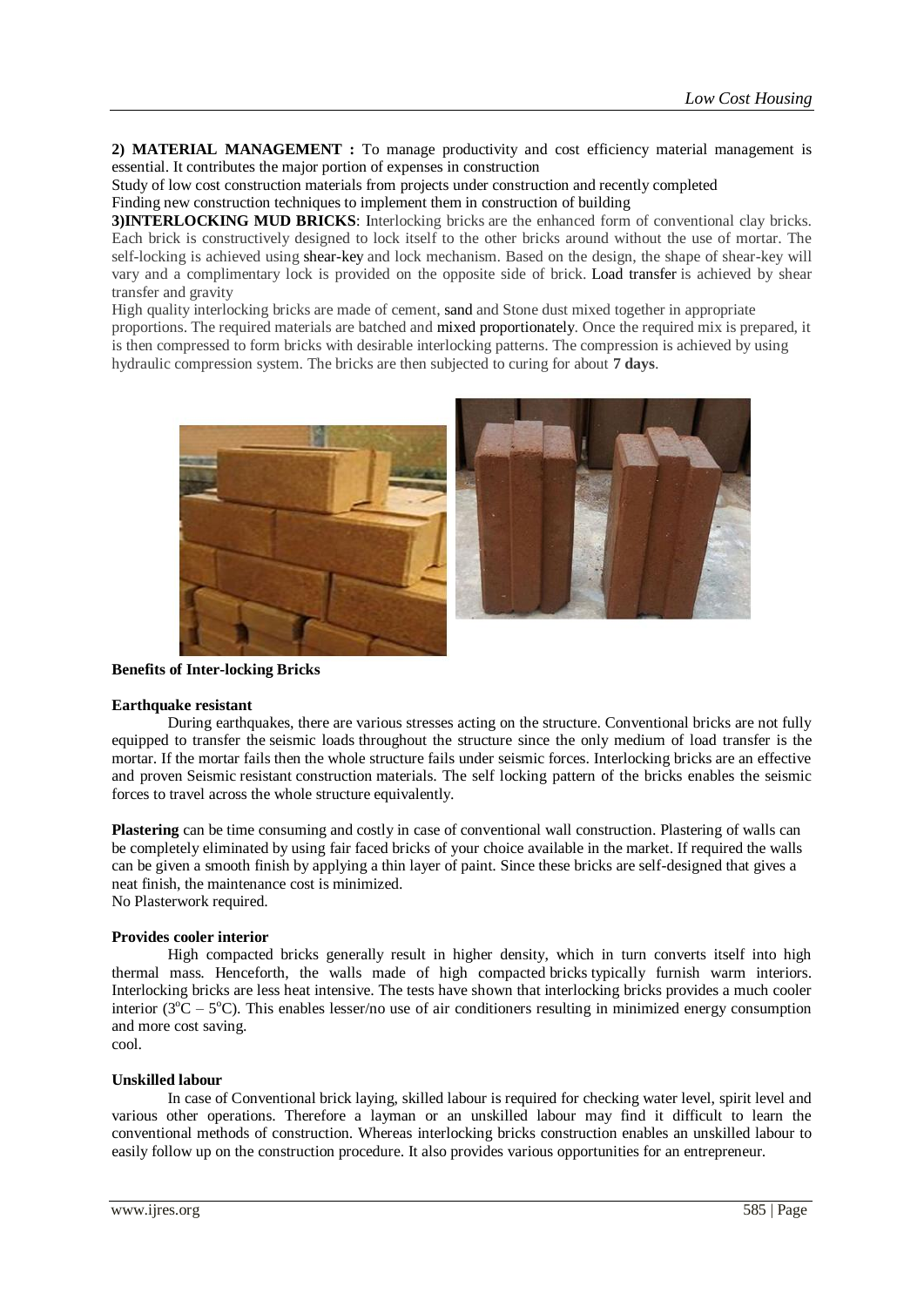**2) MATERIAL MANAGEMENT :** To manage productivity and cost efficiency material management is essential. It contributes the major portion of expenses in construction

Study of low cost construction materials from projects under construction and recently completed

Finding new construction techniques to implement them in construction of building

**3)INTERLOCKING MUD BRICKS**: Interlocking bricks are the enhanced form of conventional clay bricks. Each brick is constructively designed to lock itself to the other bricks around without the use of mortar. The self-locking is achieved using shear-key and lock mechanism. Based on the design, the shape of shear-key will vary and a complimentary lock is provided on the opposite side of brick. Load transfer is achieved by shear transfer and gravity

High quality interlocking bricks are made of cement, sand and Stone dust mixed together in appropriate proportions. The required materials are batched and mixed proportionately. Once the required mix is prepared, it is then compressed to form bricks with desirable interlocking patterns. The compression is achieved by using hydraulic compression system. The bricks are then subjected to curing for about **7 days**.

**Benefits of Inter-locking Bricks**

**Earthquake resistant**

During earthquakes, there are various stresses acting on the structure. Conventional bricks are not fully equipped to transfer the seismic loads throughout the structure since the only medium of load transfer is the mortar. If the mortar fails then the whole structure fails under seismic forces. Interlocking bricks are an effective and proven Seismic resistant construction materials. The self locking pattern of the bricks enables the seismic forces to travel across the whole structure equivalently.

**Plastering** can be time consuming and costly in case of conventional wall construction. Plastering of walls can be completely eliminated by using fair faced bricks of your choice available in the market. If required the walls can be given a smooth finish by applying a thin layer of paint. Since these bricks are self-designed that gives a neat finish, the maintenance cost is minimized.

No Plasterwork required.

**Provides cooler interior**

High compacted bricks generally result in higher density, which in turn converts itself into high thermal mass. Henceforth, the walls made of high compacted bricks typically furnish warm interiors. Interlocking bricks are less heat intensive. The tests have shown that interlocking bricks provides a much cooler interior ($3^{o}C – 5^{o}C$). This enables lesser/no use of air conditioners resulting in minimized energy consumption and more cost saving.

cool.

**Unskilled labour**

In case of Conventional brick laying, skilled labour is required for checking water level, spirit level and various other operations. Therefore a layman or an unskilled labour may find it difficult to learn the conventional methods of construction. Whereas interlocking bricks construction enables an unskilled labour to easily follow up on the construction procedure. It also provides various opportunities for an entrepreneur.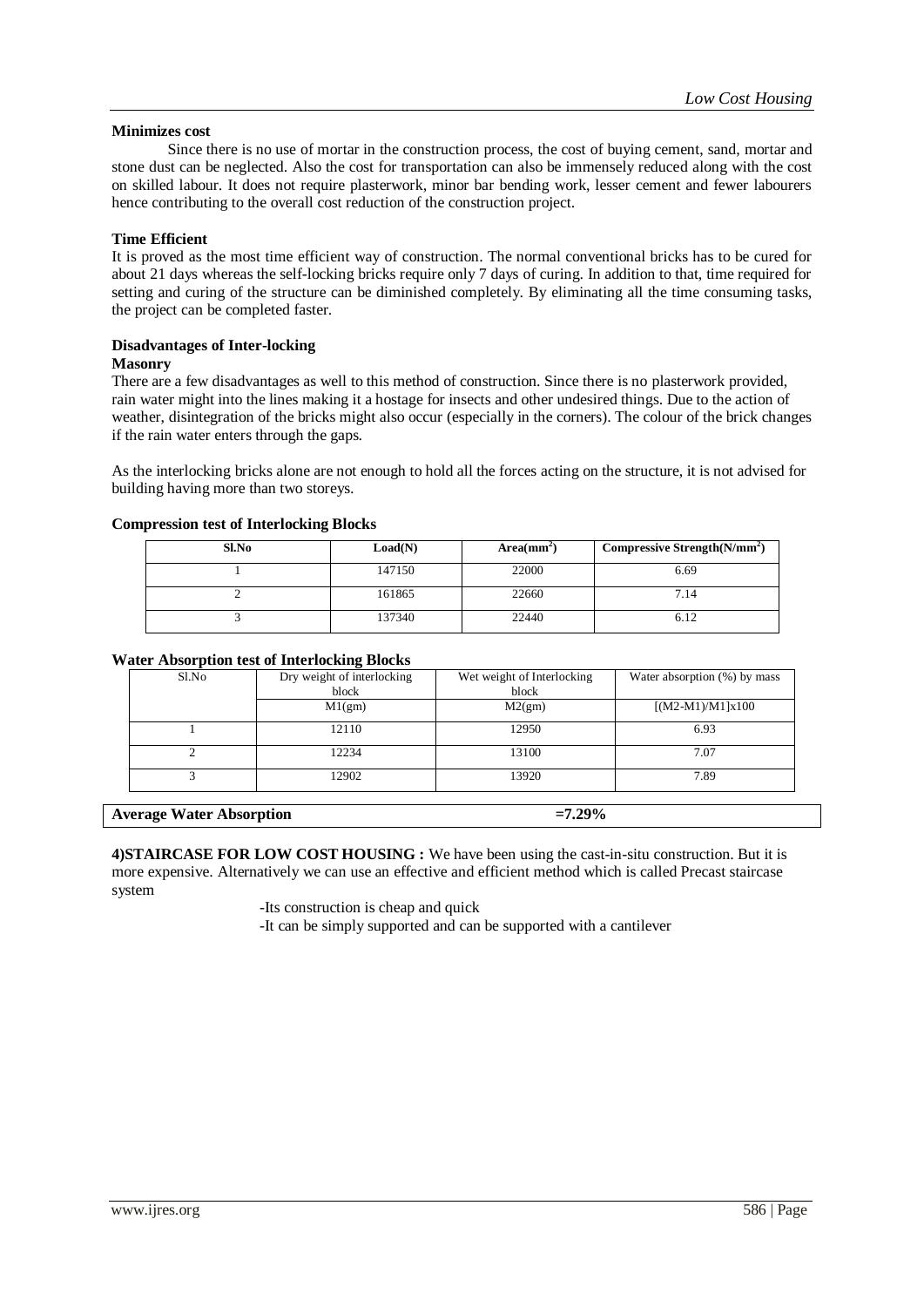**Minimizes cost**

Since there is no use of mortar in the construction process, the cost of buying cement, sand, mortar and stone dust can be neglected. Also the cost for transportation can also be immensely reduced along with the cost on skilled labour. It does not require plasterwork, minor bar bending work, lesser cement and fewer labourers hence contributing to the overall cost reduction of the construction project.

**Time Efficient**

It is proved as the most time efficient way of construction. The normal conventional bricks has to be cured for about 21 days whereas the self-locking bricks require only 7 days of curing. In addition to that, time required for setting and curing of the structure can be diminished completely. By eliminating all the time consuming tasks, the project can be completed faster.

**Disadvantages of Inter-locking**
**Masonry**

There are a few disadvantages as well to this method of construction. Since there is no plasterwork provided, rain water might into the lines making it a hostage for insects and other undesired things. Due to the action of weather, disintegration of the bricks might also occur (especially in the corners). The colour of the brick changes if the rain water enters through the gaps.

As the interlocking bricks alone are not enough to hold all the forces acting on the structure, it is not advised for building having more than two storeys.

**Compression test of Interlocking Blocks**

| Sl.No | Load(N) | Area($mm^2$) | Compressive Strength($N/mm^2$) |
|---|---|---|---|
| 1 | 147150 | 22000 | 6.69 |
| 2 | 161865 | 22660 | 7.14 |
| 3 | 137340 | 22440 | 6.12 |

**Water Absorption test of Interlocking Blocks**

| Sl.No | Dry weight of interlocking block | Wet weight of Interlocking block | Water absorption (%) by mass |
|---|---|---|---|
| | M1(gm) | M2(gm) | [(M2-M1)/M1]x100 |
| 1 | 12110 | 12950 | 6.93 |
| 2 | 12234 | 13100 | 7.07 |
| 3 | 12902 | 13920 | 7.89 |

| **Average Water Absorption** | **=7.29%** |
|---|---|

**4)STAIRCASE FOR LOW COST HOUSING :** We have been using the cast-in-situ construction. But it is more expensive. Alternatively we can use an effective and efficient method which is called Precast staircase system

- Its construction is cheap and quick
- It can be simply supported and can be supported with a cantilever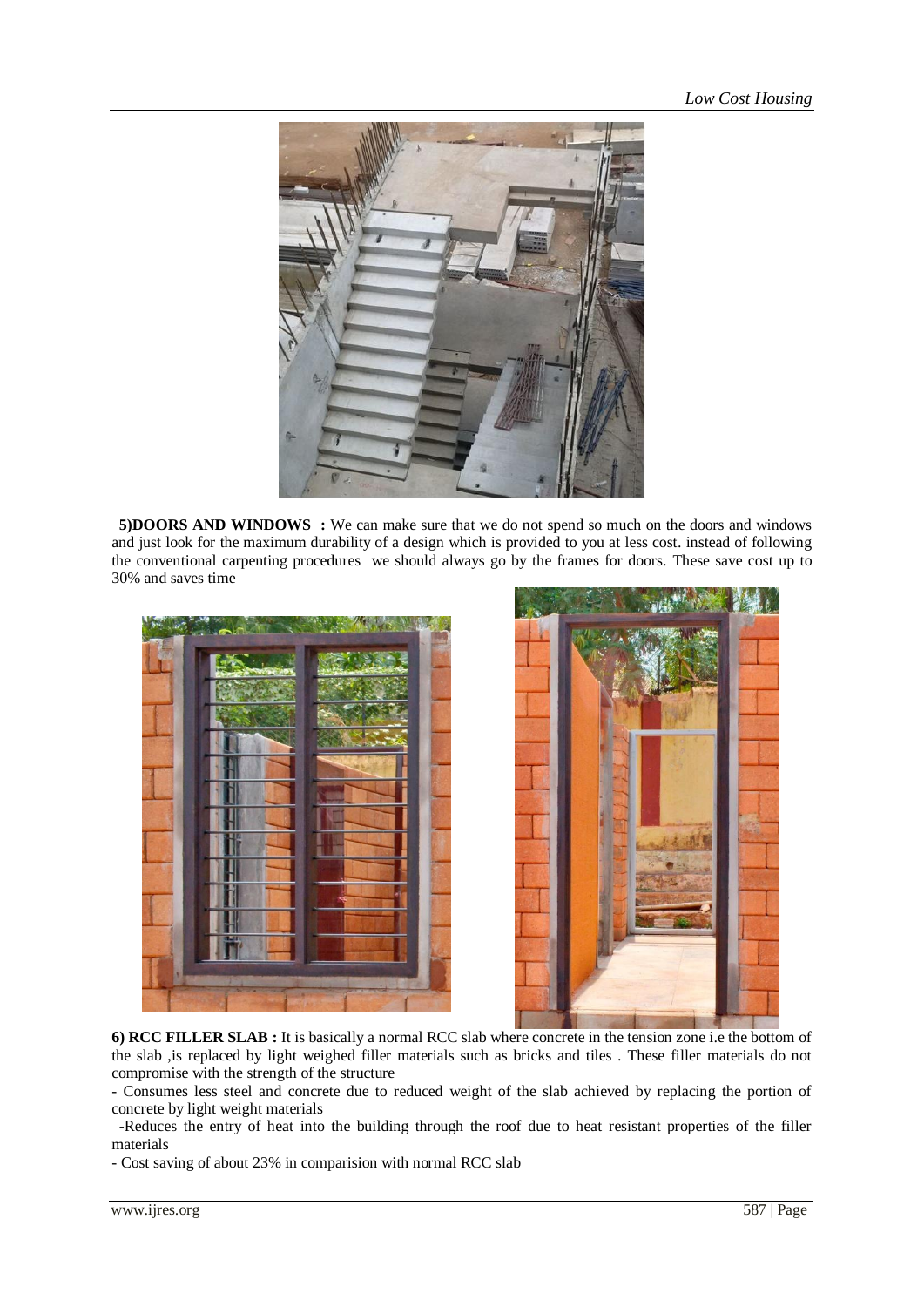**5)DOORS AND WINDOWS :** We can make sure that we do not spend so much on the doors and windows and just look for the maximum durability of a design which is provided to you at less cost. instead of following the conventional carpenting procedures we should always go by the frames for doors. These save cost up to 30% and saves time

**6) RCC FILLER SLAB :** It is basically a normal RCC slab where concrete in the tension zone i.e the bottom of the slab ,is replaced by light weighed filler materials such as bricks and tiles . These filler materials do not compromise with the strength of the structure

- Consumes less steel and concrete due to reduced weight of the slab achieved by replacing the portion of concrete by light weight materials
- Reduces the entry of heat into the building through the roof due to heat resistant properties of the filler materials
- Cost saving of about 23% in comparision with normal RCC slab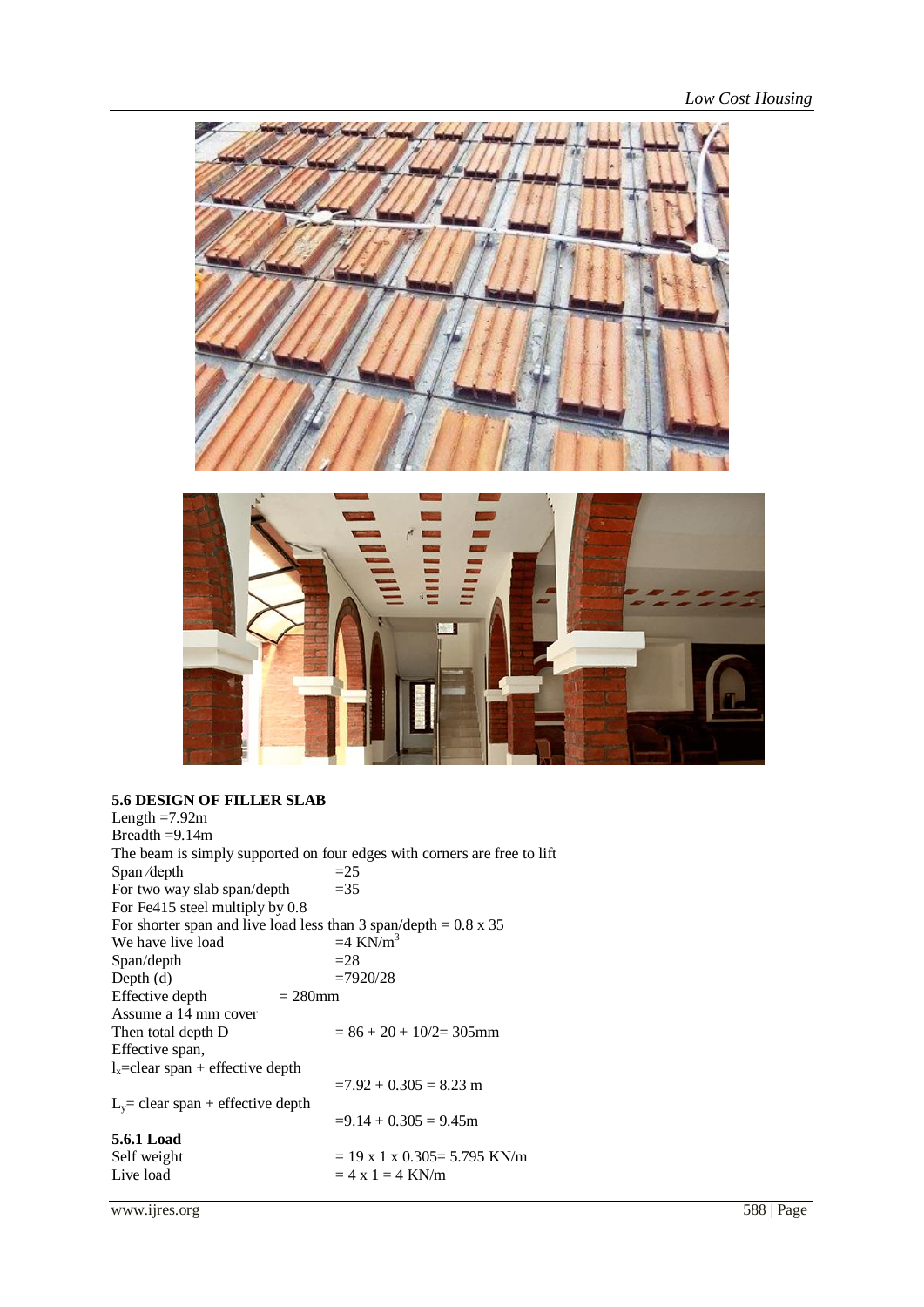## 5.6 DESIGN OF FILLER SLAB

Length =7.92m

Breadth =9.14m

The beam is simply supported on four edges with corners are free to lift

| | |
|---|---|
| Span ⁄depth | =25 |
| For two way slab span/depth | =35 |

For Fe415 steel multiply by 0.8

For shorter span and live load less than 3 span/depth = 0.8 x 35

| | |
|---|---|
| We have live load | =4 KN/m$^3$ |
| Span/depth | =28 |
| Depth (d) | =7920/28 |
| Effective depth | = 280mm |

Assume a 14 mm cover

Then total depth D = 86 + 20 + 10/2= 305mm

Effective span,

$l_x$=clear span + effective depth

=7.92 + 0.305 = 8.23 m

$L_y$= clear span + effective depth

=9.14 + 0.305 = 9.45m

### 5.6.1 Load

| | |
|---|---|
| Self weight | = 19 x 1 x 0.305= 5.795 KN/m |
| Live load | = 4 x 1 = 4 KN/m |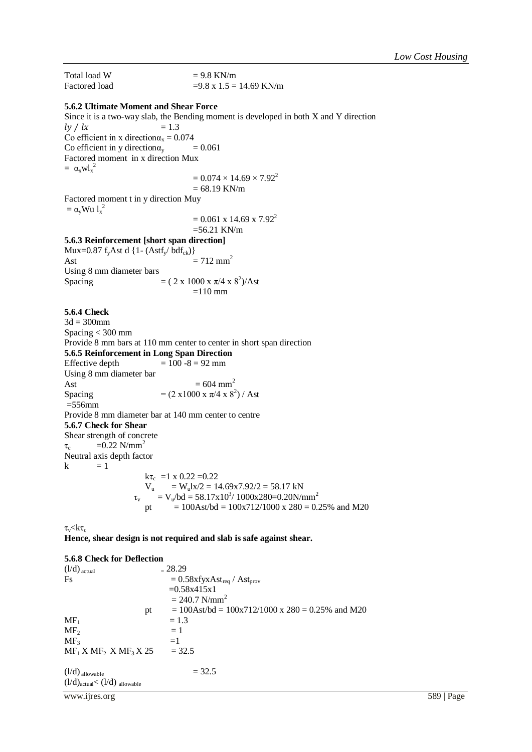Total load W = 9.8 KN/m

Factored load =9.8 x 1.5 = 14.69 KN/m

### 5.6.2 Ultimate Moment and Shear Force

Since it is a two-way slab, the Bending moment is developed in both X and Y direction

$ly / lx$ = 1.3

Co efficient in x direction $\alpha_x = 0.074$

Co efficient in y direction $\alpha_y$ = 0.061

Factored moment in x direction Mux

$= \alpha_x w l_x^2$

$= 0.074 \times 14.69 \times 7.92^2$

= 68.19 KN/m

Factored moment t in y direction Muy

$= \alpha_y W u \; l_x^2$

$= 0.061 \times 14.69 \times 7.92^2$

=56.21 KN/m

### 5.6.3 Reinforcement [short span direction]

$Mux=0.87 \; f_y Ast \; d \; \{1- (Ast f_y/ bd f_{ck})\}$

Ast $= 712 \text{ mm}^2$

Using 8 mm diameter bars

Spacing $= ( 2 \times 1000 \times \pi/4 \times 8^2)/Ast$

=110 mm

### 5.6.4 Check

3d = 300mm

Spacing < 300 mm

Provide 8 mm bars at 110 mm center to center in short span direction

### 5.6.5 Reinforcement in Long Span Direction

Effective depth = 100 -8 = 92 mm

Using 8 mm diameter bar

Ast $= 604 \text{ mm}^2$

Spacing $= (2 \times 1000 \times \pi/4 \times 8^2) / Ast$

=556mm

Provide 8 mm diameter bar at 140 mm center to centre

### 5.6.7 Check for Shear

Shear strength of concrete

$\tau_c = 0.22 \text{ N/mm}^2$

Neutral axis depth factor

k = 1

$k\tau_c = 1 \times 0.22 = 0.22$

$V_u = W_u lx/2 = 14.69 \times 7.92/2 = 58.17$ kN

$\tau_v = V_u/bd = 58.17 \times 10^3/ 1000 \times 280 = 0.20 \text{N/mm}^2$

pt = 100Ast/bd = 100x712/1000 x 280 = 0.25% and M20

$\tau_v < k\tau_c$

**Hence, shear design is not required and slab is safe against shear.**

### 5.6.8 Check for Deflection

$(l/d)_{actual}$ = 28.29

Fs $= 0.58 x f_y x Ast_{req} / Ast_{prov}$

=0.58x415x1

$= 240.7 \text{ N/mm}^2$

pt = 100Ast/bd = 100x712/1000 x 280 = 0.25% and M20

$MF_1$ = 1.3

$MF_2$ = 1

$MF_3$ =1

$MF_1 \times MF_2 \times MF_3 \times 25$ = 32.5

$(l/d)_{allowable}$ = 32.5

$(l/d)_{actual} < (l/d)_{allowable}$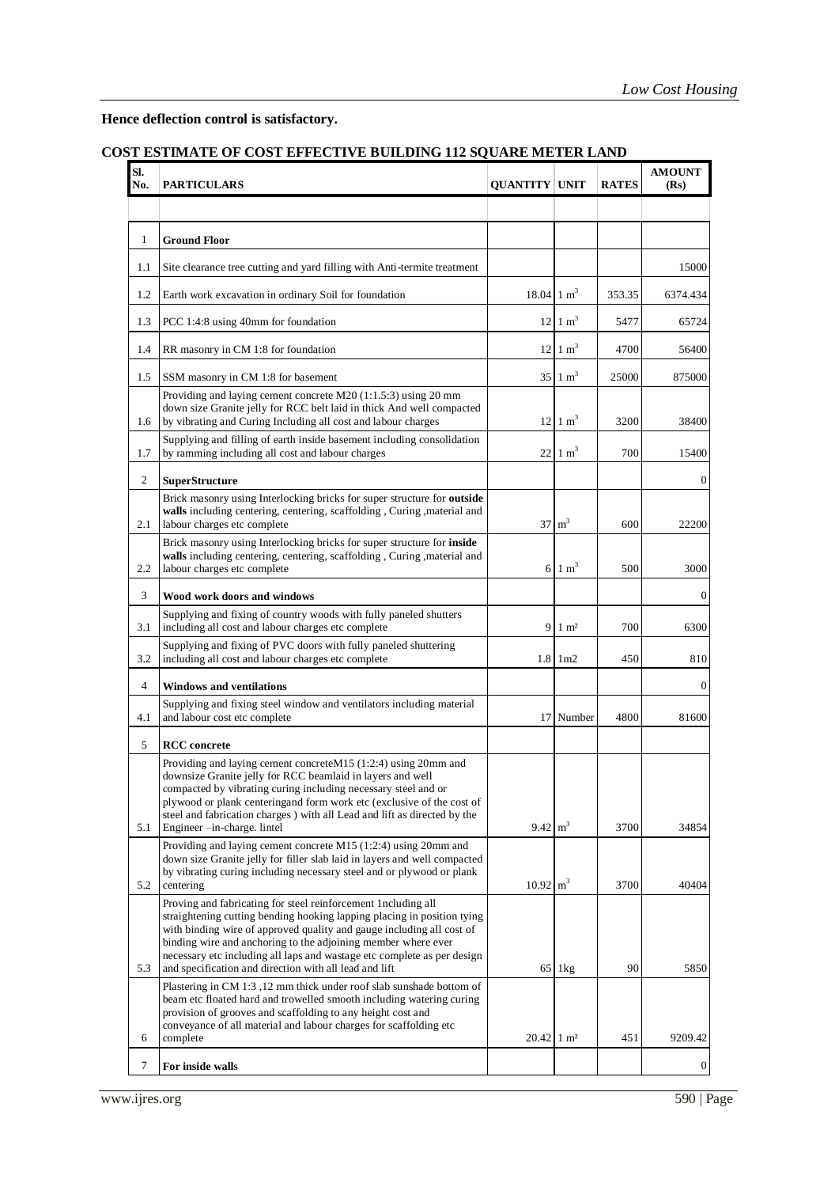**Hence deflection control is satisfactory.**

## COST ESTIMATE OF COST EFFECTIVE BUILDING 112 SQUARE METER LAND

| Sl. No. | PARTICULARS | QUANTITY | UNIT | RATES | AMOUNT (Rs) |
|---|---|---|---|---|---|
| | | | | | |
| 1 | **Ground Floor** | | | | |
| 1.1 | Site clearance tree cutting and yard filling with Anti-termite treatment | | | | 15000 |
| 1.2 | Earth work excavation in ordinary Soil for foundation | 18.04 | 1 $m^3$ | 353.35 | 6374.434 |
| 1.3 | PCC 1:4:8 using 40mm for foundation | 12 | 1 $m^3$ | 5477 | 65724 |
| 1.4 | RR masonry in CM 1:8 for foundation | 12 | 1 $m^3$ | 4700 | 56400 |
| 1.5 | SSM masonry in CM 1:8 for basement | 35 | 1 $m^3$ | 25000 | 875000 |
| 1.6 | Providing and laying cement concrete M20 (1:1.5:3) using 20 mm down size Granite jelly for RCC belt laid in thick And well compacted by vibrating and Curing Including all cost and labour charges | 12 | 1 $m^3$ | 3200 | 38400 |
| 1.7 | Supplying and filling of earth inside basement including consolidation by ramming including all cost and labour charges | 22 | 1 $m^3$ | 700 | 15400 |
| 2 | **SuperStructure** | | | | 0 |
| 2.1 | Brick masonry using Interlocking bricks for super structure for **outside walls** including centering, centering, scaffolding , Curing ,material and labour charges etc complete | 37 | $m^3$ | 600 | 22200 |
| 2.2 | Brick masonry using Interlocking bricks for super structure for **inside walls** including centering, centering, scaffolding , Curing ,material and labour charges etc complete | 6 | 1 $m^3$ | 500 | 3000 |
| 3 | **Wood work doors and windows** | | | | 0 |
| 3.1 | Supplying and fixing of country woods with fully paneled shutters including all cost and labour charges etc complete | 9 | 1 $m^2$ | 700 | 6300 |
| 3.2 | Supplying and fixing of PVC doors with fully paneled shuttering including all cost and labour charges etc complete | 1.8 | 1m2 | 450 | 810 |
| 4 | **Windows and ventilations** | | | | 0 |
| 4.1 | Supplying and fixing steel window and ventilators including material and labour cost etc complete | 17 | Number | 4800 | 81600 |
| 5 | **RCC concrete** | | | | |
| 5.1 | Providing and laying cement concreteM15 (1:2:4) using 20mm and downsize Granite jelly for RCC beamlaid in layers and well compacted by vibrating curing including necessary steel and or plywood or plank centeringand form work etc (exclusive of the cost of steel and fabrication charges ) with all Lead and lift as directed by the Engineer –in-charge. lintel | 9.42 | $m^3$ | 3700 | 34854 |
| 5.2 | Providing and laying cement concrete M15 (1:2:4) using 20mm and down size Granite jelly for filler slab laid in layers and well compacted by vibrating curing including necessary steel and or plywood or plank centering | 10.92 | $m^3$ | 3700 | 40404 |
| 5.3 | Proving and fabricating for steel reinforcement 1including all straightening cutting bending hooking lapping placing in position tying with binding wire of approved quality and gauge including all cost of binding wire and anchoring to the adjoining member where ever necessary etc including all laps and wastage etc complete as per design and specification and direction with all lead and lift | 65 | 1kg | 90 | 5850 |
| 6 | Plastering in CM 1:3 ,12 mm thick under roof slab sunshade bottom of beam etc floated hard and trowelled smooth including watering curing provision of grooves and scaffolding to any height cost and conveyance of all material and labour charges for scaffolding etc complete | 20.42 | 1 $m^2$ | 451 | 9209.42 |
| 7 | **For inside walls** | | | | 0 |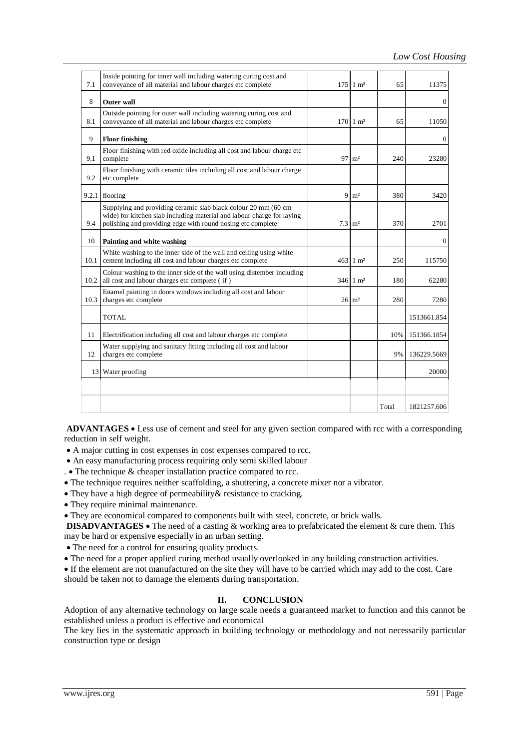| 7.1 | Inside pointing for inner wall including watering curing cost and conveyance of all material and labour charges etc complete | 175 | 1 m² | 65 | 11375 |
|---|---|---|---|---|---|
| 8 | **Outer wall** | | | | 0 |
| 8.1 | Outside pointing for outer wall including watering curing cost and conveyance of all material and labour charges etc complete | 170 | 1 m² | 65 | 11050 |
| 9 | **Floor finishing** | | | | 0 |
| 9.1 | Floor finishing with red oxide including all cost and labour charge etc complete | 97 | m² | 240 | 23280 |
| 9.2 | Floor finishing with ceramic tiles including all cost and labour charge etc complete | | | | |
| 9.2.1 | flooring | 9 | m² | 380 | 3420 |
| 9.4 | Supplying and providing ceramic slab black colour 20 mm (60 cm wide) for kitchen slab including material and labour charge for laying polishing and providing edge with round nosing etc complete | 7.3 | m² | 370 | 2701 |
| 10 | **Painting and white washing** | | | | 0 |
| 10.1 | White washing to the inner side of the wall and ceiling using white cement including all cost and labour charges etc complete | 463 | 1 m² | 250 | 115750 |
| 10.2 | Colour washing to the inner side of the wall using distember including all cost and labour charges etc complete ( if ) | 346 | 1 m² | 180 | 62280 |
| 10.3 | Enamel painting in doors windows including all cost and labour charges etc complete | 26 | m² | 280 | 7280 |
| | TOTAL | | | | 1513661.854 |
| 11 | Electrification including all cost and labour charges etc complete | | | 10% | 151366.1854 |
| 12 | Water supplying and sanitary fitting including all cost and labour charges etc complete | | | 9% | 136229.5669 |
| 13 | Water proofing | | | | 20000 |
| | | | | | |
| | | | | Total | 1821257.606 |

**ADVANTAGES** • Less use of cement and steel for any given section compared with rcc with a corresponding reduction in self weight.

- A major cutting in cost expenses in cost expenses compared to rcc.
- An easy manufacturing process requiring only semi skilled labour
- The technique & cheaper installation practice compared to rcc.
- The technique requires neither scaffolding, a shuttering, a concrete mixer nor a vibrator.
- They have a high degree of permeability& resistance to cracking.
- They require minimal maintenance.
- They are economical compared to components built with steel, concrete, or brick walls.

**DISADVANTAGES** • The need of a casting & working area to prefabricated the element & cure them. This may be hard or expensive especially in an urban setting.

- The need for a control for ensuring quality products.
- The need for a proper applied curing method usually overlooked in any building construction activities.
- If the element are not manufactured on the site they will have to be carried which may add to the cost. Care should be taken not to damage the elements during transportation.

## II. CONCLUSION

Adoption of any alternative technology on large scale needs a guaranteed market to function and this cannot be established unless a product is effective and economical

The key lies in the systematic approach in building technology or methodology and not necessarily particular construction type or design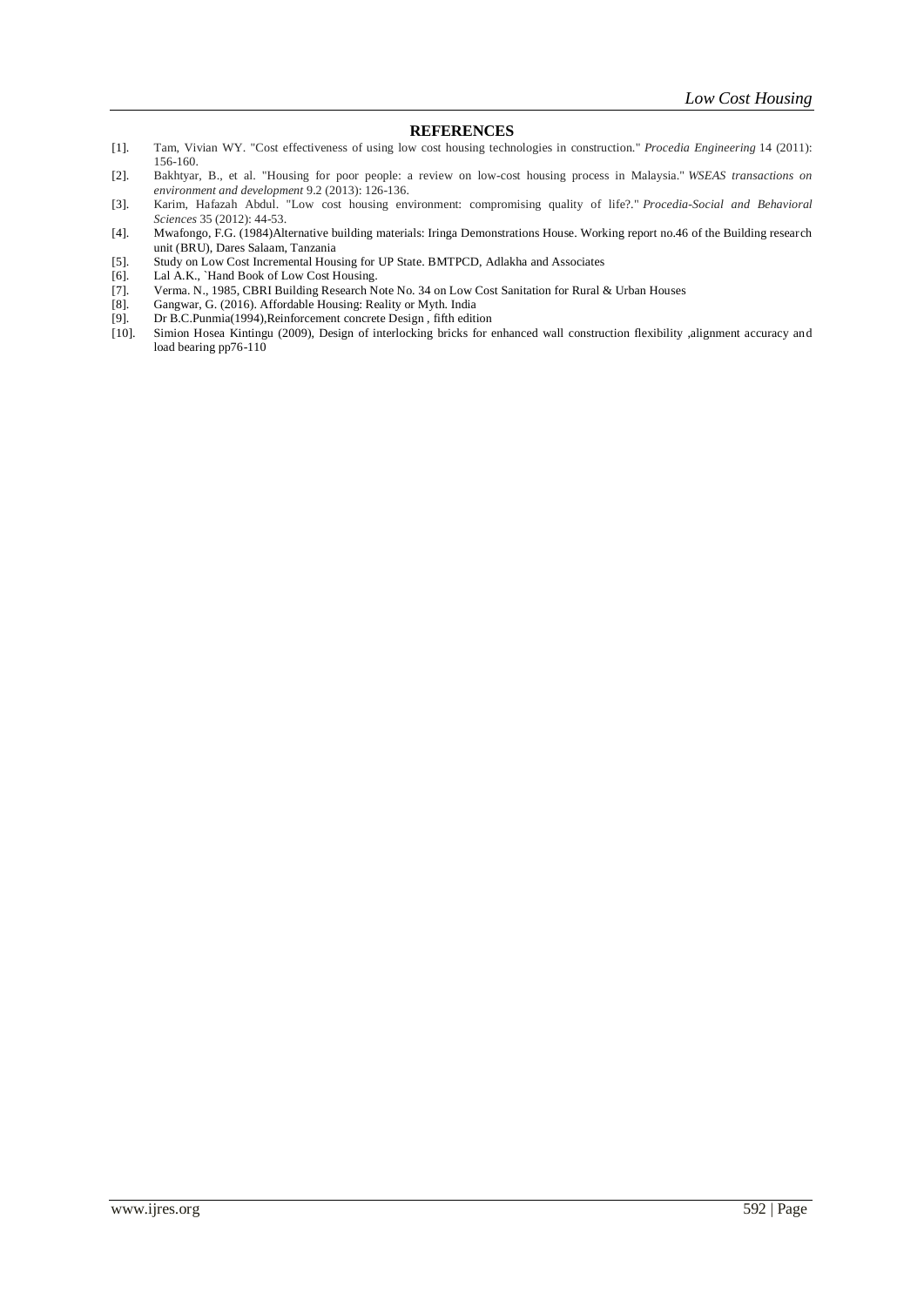## REFERENCES

[1]. Tam, Vivian WY. "Cost effectiveness of using low cost housing technologies in construction." *Procedia Engineering* 14 (2011): 156-160.

[2]. Bakhtyar, B., et al. "Housing for poor people: a review on low-cost housing process in Malaysia." *WSEAS transactions on environment and development* 9.2 (2013): 126-136.

[3]. Karim, Hafazah Abdul. "Low cost housing environment: compromising quality of life?." *Procedia-Social and Behavioral Sciences* 35 (2012): 44-53.

[4]. Mwafongo, F.G. (1984)Alternative building materials: Iringa Demonstrations House. Working report no.46 of the Building research unit (BRU), Dares Salaam, Tanzania

[5]. Study on Low Cost Incremental Housing for UP State. BMTPCD, Adlakha and Associates

[6]. Lal A.K., `Hand Book of Low Cost Housing.

[7]. Verma. N., 1985, CBRI Building Research Note No. 34 on Low Cost Sanitation for Rural & Urban Houses

[8]. Gangwar, G. (2016). Affordable Housing: Reality or Myth. India

[9]. Dr B.C.Punmia(1994),Reinforcement concrete Design , fifth edition

[10]. Simion Hosea Kintingu (2009), Design of interlocking bricks for enhanced wall construction flexibility ,alignment accuracy and load bearing pp76-110